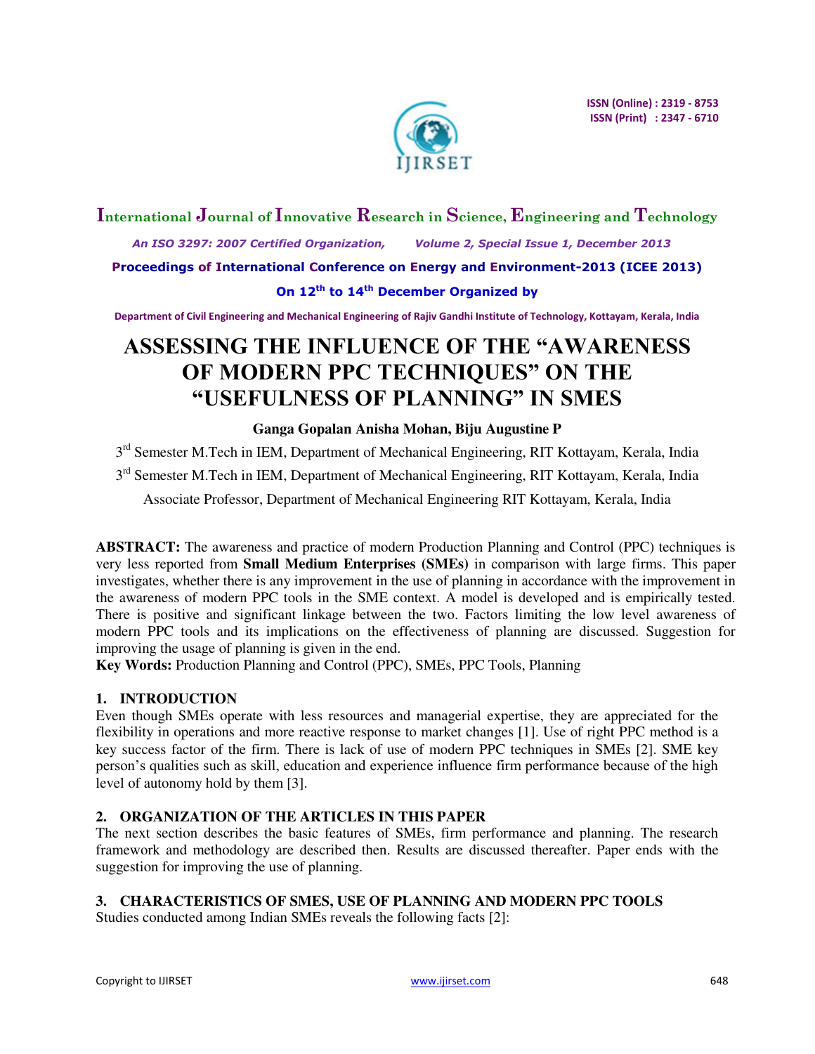# ASSESSING THE INFLUENCE OF THE "AWARENESS OF MODERN PPC TECHNIQUES" ON THE "USEFULNESS OF PLANNING" IN SMES

**Ganga Gopalan Anisha Mohan, Biju Augustine P**

3rd Semester M.Tech in IEM, Department of Mechanical Engineering, RIT Kottayam, Kerala, India

3rd Semester M.Tech in IEM, Department of Mechanical Engineering, RIT Kottayam, Kerala, India

Associate Professor, Department of Mechanical Engineering RIT Kottayam, Kerala, India

**ABSTRACT:** The awareness and practice of modern Production Planning and Control (PPC) techniques is very less reported from **Small Medium Enterprises (SMEs)** in comparison with large firms. This paper investigates, whether there is any improvement in the use of planning in accordance with the improvement in the awareness of modern PPC tools in the SME context. A model is developed and is empirically tested. There is positive and significant linkage between the two. Factors limiting the low level awareness of modern PPC tools and its implications on the effectiveness of planning are discussed. Suggestion for improving the usage of planning is given in the end.

**Key Words:** Production Planning and Control (PPC), SMEs, PPC Tools, Planning

## 1. INTRODUCTION

Even though SMEs operate with less resources and managerial expertise, they are appreciated for the flexibility in operations and more reactive response to market changes [1]. Use of right PPC method is a key success factor of the firm. There is lack of use of modern PPC techniques in SMEs [2]. SME key person's qualities such as skill, education and experience influence firm performance because of the high level of autonomy hold by them [3].

## 2. ORGANIZATION OF THE ARTICLES IN THIS PAPER

The next section describes the basic features of SMEs, firm performance and planning. The research framework and methodology are described then. Results are discussed thereafter. Paper ends with the suggestion for improving the use of planning.

## 3. CHARACTERISTICS OF SMES, USE OF PLANNING AND MODERN PPC TOOLS

Studies conducted among Indian SMEs reveals the following facts [2]: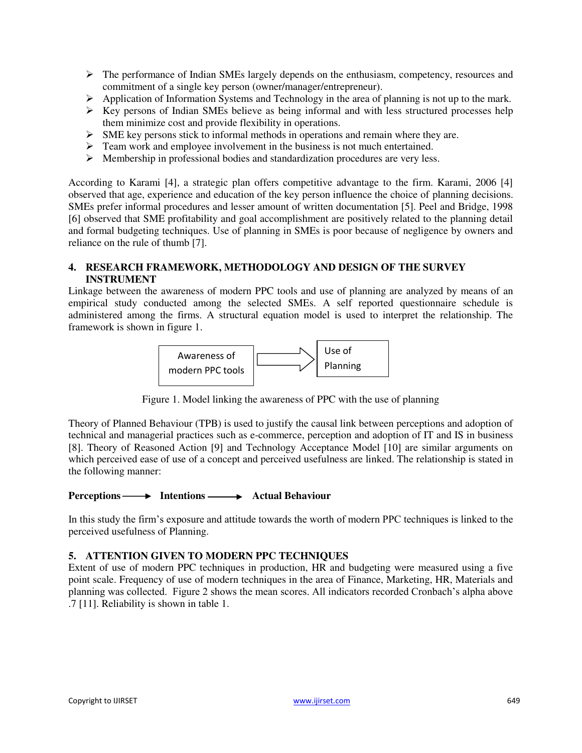- The performance of Indian SMEs largely depends on the enthusiasm, competency, resources and commitment of a single key person (owner/manager/entrepreneur).
- Application of Information Systems and Technology in the area of planning is not up to the mark.
- Key persons of Indian SMEs believe as being informal and with less structured processes help them minimize cost and provide flexibility in operations.
- SME key persons stick to informal methods in operations and remain where they are.
- Team work and employee involvement in the business is not much entertained.
- Membership in professional bodies and standardization procedures are very less.

According to Karami [4], a strategic plan offers competitive advantage to the firm. Karami, 2006 [4] observed that age, experience and education of the key person influence the choice of planning decisions. SMEs prefer informal procedures and lesser amount of written documentation [5]. Peel and Bridge, 1998 [6] observed that SME profitability and goal accomplishment are positively related to the planning detail and formal budgeting techniques. Use of planning in SMEs is poor because of negligence by owners and reliance on the rule of thumb [7].

## 4. RESEARCH FRAMEWORK, METHODOLOGY AND DESIGN OF THE SURVEY INSTRUMENT

Linkage between the awareness of modern PPC tools and use of planning are analyzed by means of an empirical study conducted among the selected SMEs. A self reported questionnaire schedule is administered among the firms. A structural equation model is used to interpret the relationship. The framework is shown in figure 1.

Awareness of modern PPC tools → Use of Planning

Figure 1. Model linking the awareness of PPC with the use of planning

Theory of Planned Behaviour (TPB) is used to justify the causal link between perceptions and adoption of technical and managerial practices such as e-commerce, perception and adoption of IT and IS in business [8]. Theory of Reasoned Action [9] and Technology Acceptance Model [10] are similar arguments on which perceived ease of use of a concept and perceived usefulness are linked. The relationship is stated in the following manner:

**Perceptions ⟶ Intentions ⟶ Actual Behaviour**

In this study the firm's exposure and attitude towards the worth of modern PPC techniques is linked to the perceived usefulness of Planning.

## 5. ATTENTION GIVEN TO MODERN PPC TECHNIQUES

Extent of use of modern PPC techniques in production, HR and budgeting were measured using a five point scale. Frequency of use of modern techniques in the area of Finance, Marketing, HR, Materials and planning was collected. Figure 2 shows the mean scores. All indicators recorded Cronbach's alpha above .7 [11]. Reliability is shown in table 1.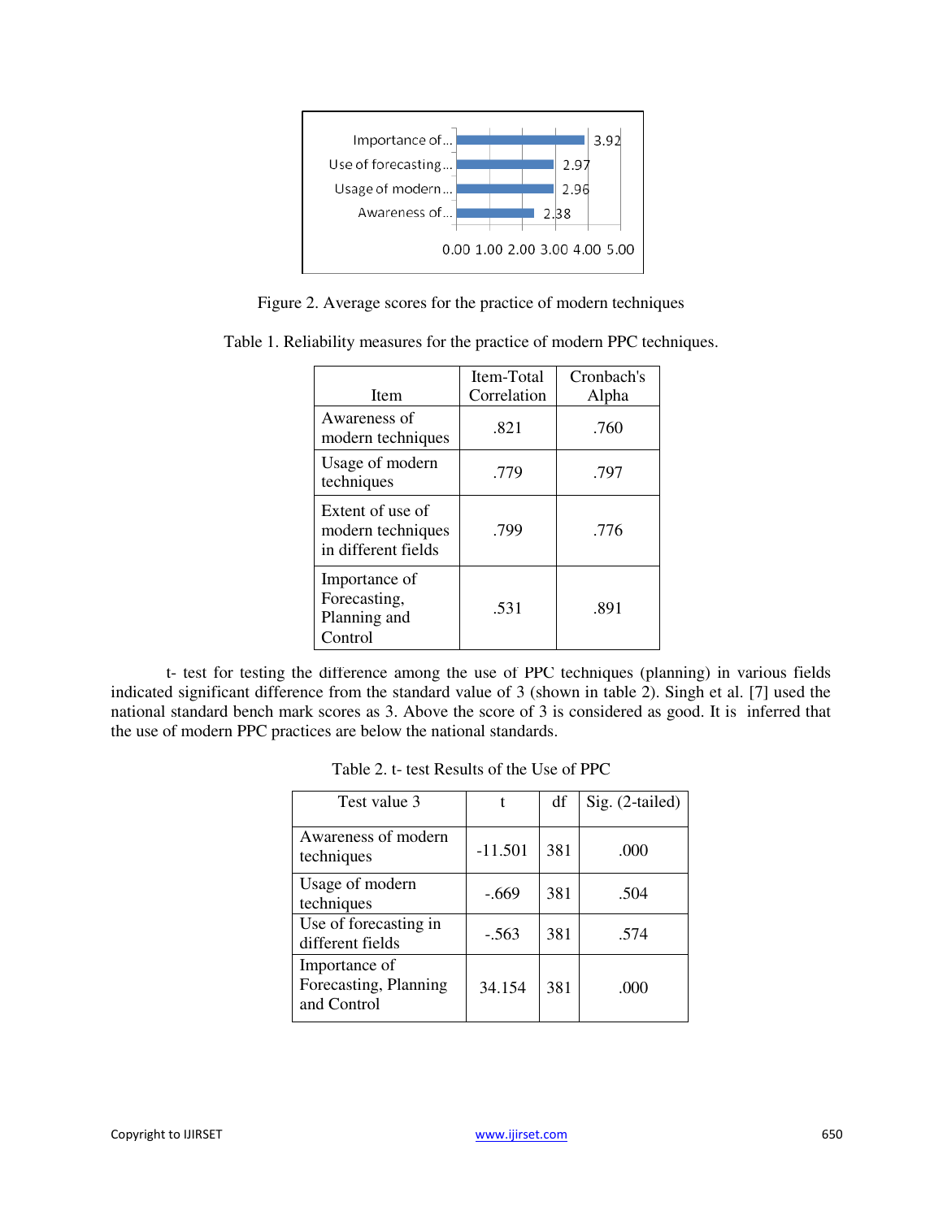Figure 2. Average scores for the practice of modern techniques

Table 1. Reliability measures for the practice of modern PPC techniques.

| Item | Item-Total Correlation | Cronbach's Alpha |
|---|---|---|
| Awareness of modern techniques | .821 | .760 |
| Usage of modern techniques | .779 | .797 |
| Extent of use of modern techniques in different fields | .799 | .776 |
| Importance of Forecasting, Planning and Control | .531 | .891 |

t- test for testing the difference among the use of PPC techniques (planning) in various fields indicated significant difference from the standard value of 3 (shown in table 2). Singh et al. [7] used the national standard bench mark scores as 3. Above the score of 3 is considered as good. It is inferred that the use of modern PPC practices are below the national standards.

Table 2. t- test Results of the Use of PPC

| Test value 3 | t | df | Sig. (2-tailed) |
|---|---|---|---|
| Awareness of modern techniques | -11.501 | 381 | .000 |
| Usage of modern techniques | -.669 | 381 | .504 |
| Use of forecasting in different fields | -.563 | 381 | .574 |
| Importance of Forecasting, Planning and Control | 34.154 | 381 | .000 |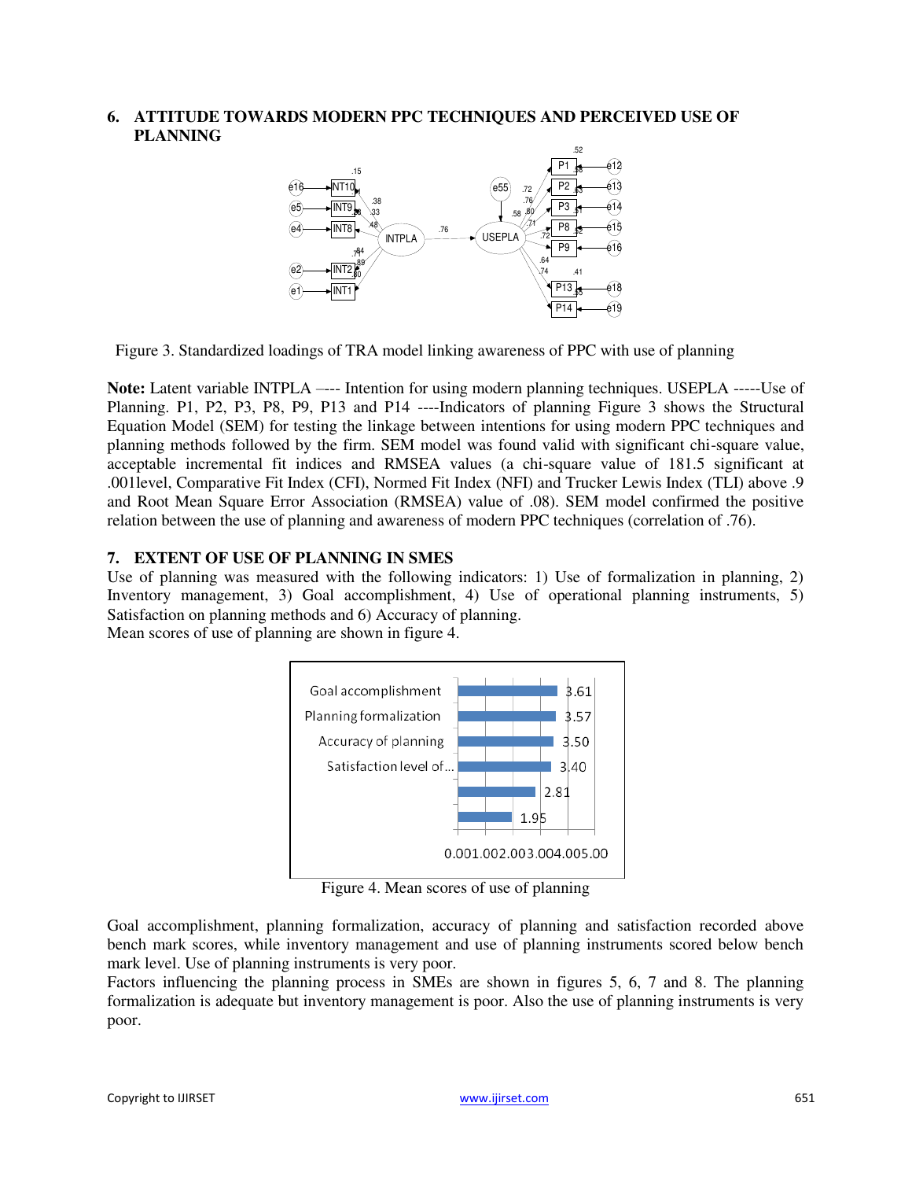## 6. ATTITUDE TOWARDS MODERN PPC TECHNIQUES AND PERCEIVED USE OF PLANNING

Figure 3. Standardized loadings of TRA model linking awareness of PPC with use of planning

**Note:** Latent variable INTPLA –--- Intention for using modern planning techniques. USEPLA -----Use of Planning. P1, P2, P3, P8, P9, P13 and P14 ----Indicators of planning Figure 3 shows the Structural Equation Model (SEM) for testing the linkage between intentions for using modern PPC techniques and planning methods followed by the firm. SEM model was found valid with significant chi-square value, acceptable incremental fit indices and RMSEA values (a chi-square value of 181.5 significant at .001level, Comparative Fit Index (CFI), Normed Fit Index (NFI) and Trucker Lewis Index (TLI) above .9 and Root Mean Square Error Association (RMSEA) value of .08). SEM model confirmed the positive relation between the use of planning and awareness of modern PPC techniques (correlation of .76).

## 7. EXTENT OF USE OF PLANNING IN SMES

Use of planning was measured with the following indicators: 1) Use of formalization in planning, 2) Inventory management, 3) Goal accomplishment, 4) Use of operational planning instruments, 5) Satisfaction on planning methods and 6) Accuracy of planning.

Mean scores of use of planning are shown in figure 4.

Figure 4. Mean scores of use of planning

Goal accomplishment, planning formalization, accuracy of planning and satisfaction recorded above bench mark scores, while inventory management and use of planning instruments scored below bench mark level. Use of planning instruments is very poor.

Factors influencing the planning process in SMEs are shown in figures 5, 6, 7 and 8. The planning formalization is adequate but inventory management is poor. Also the use of planning instruments is very poor.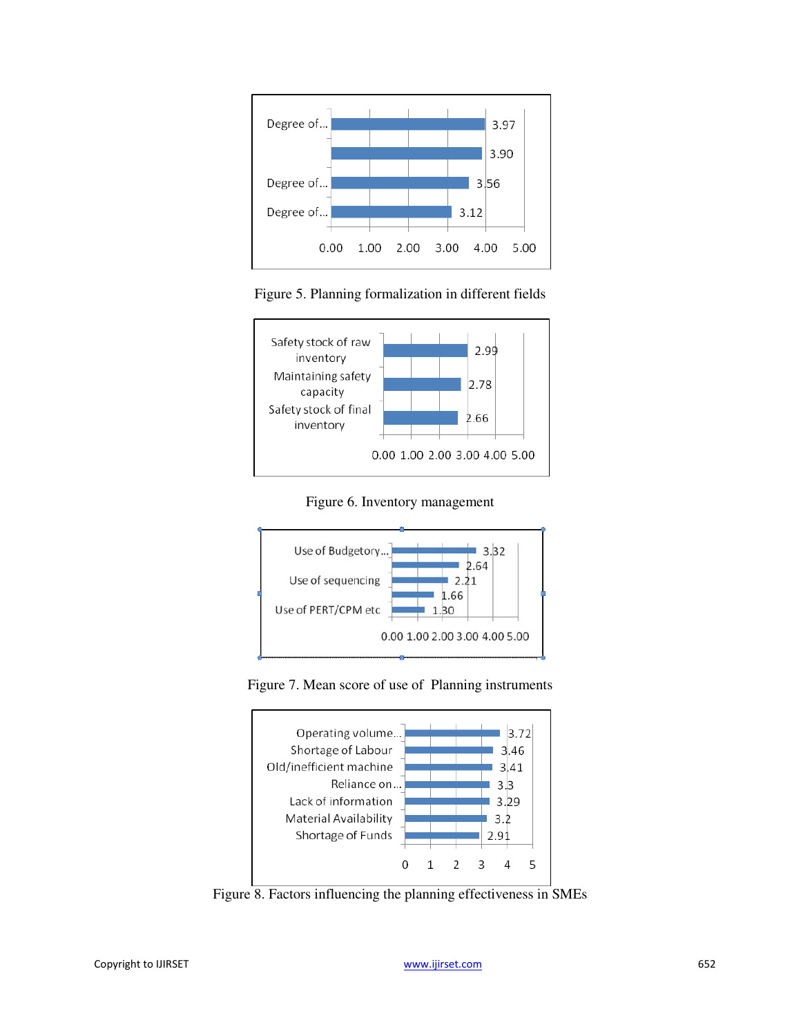| | |
|---|---|
| Degree of... | 3.97 |
| | 3.90 |
| Degree of... | 3.56 |
| Degree of... | 3.12 |

Figure 5. Planning formalization in different fields

| | |
|---|---|
| Safety stock of raw inventory | 2.99 |
| Maintaining safety capacity | 2.78 |
| Safety stock of final inventory | 2.66 |

Figure 6. Inventory management

| | |
|---|---|
| Use of Budgetory... | 3.32 |
| | 2.64 |
| Use of sequencing | 2.21 |
| | 1.66 |
| Use of PERT/CPM etc | 1.30 |

Figure 7. Mean score of use of Planning instruments

| | |
|---|---|
| Operating volume... | 3.72 |
| Shortage of Labour | 3.46 |
| Old/inefficient machine | 3.41 |
| Reliance on... | 3.3 |
| Lack of information | 3.29 |
| Material Availability | 3.2 |
| Shortage of Funds | 2.91 |

Figure 8. Factors influencing the planning effectiveness in SMEs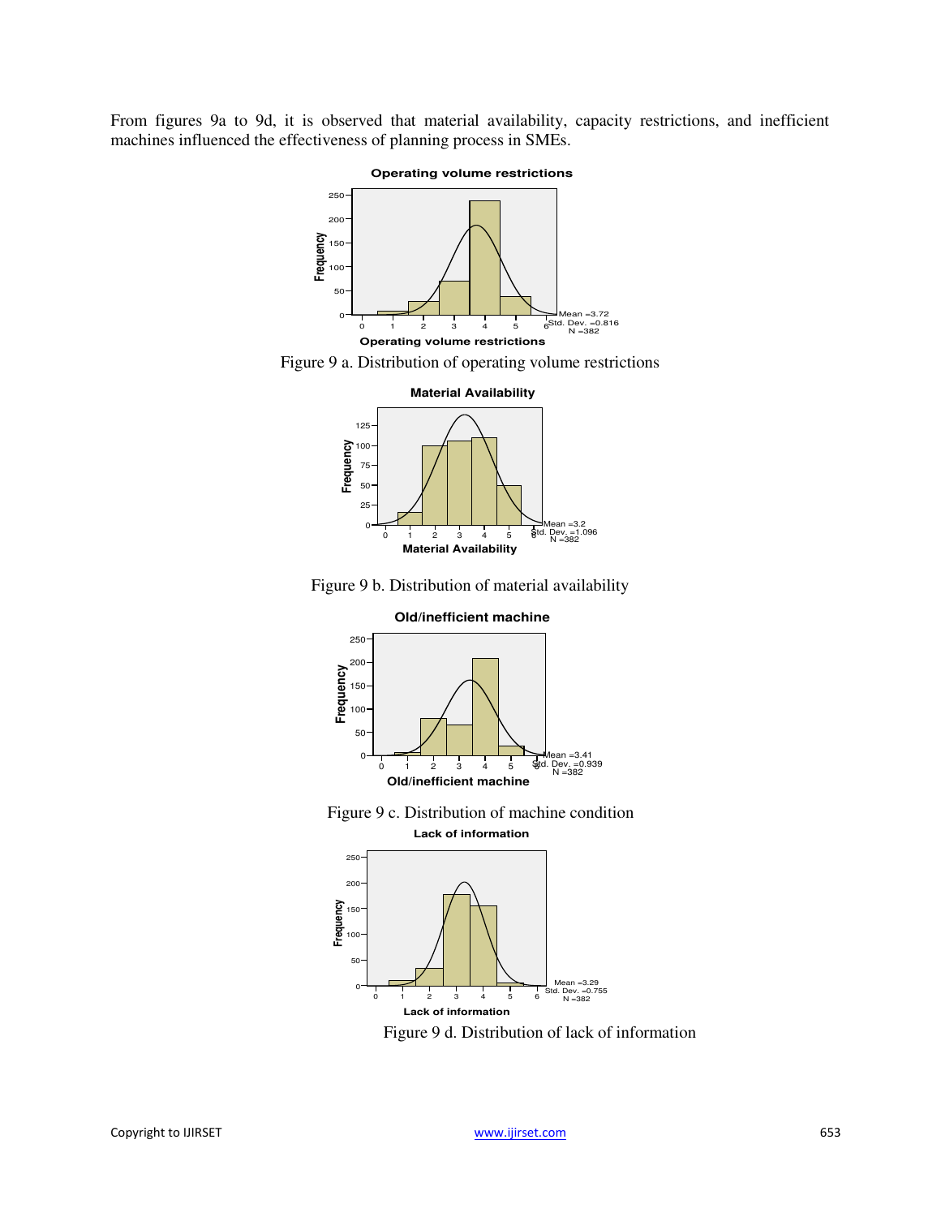From figures 9a to 9d, it is observed that material availability, capacity restrictions, and inefficient machines influenced the effectiveness of planning process in SMEs.

Figure 9 a. Distribution of operating volume restrictions

Figure 9 b. Distribution of material availability

Figure 9 c. Distribution of machine condition

Figure 9 d. Distribution of lack of information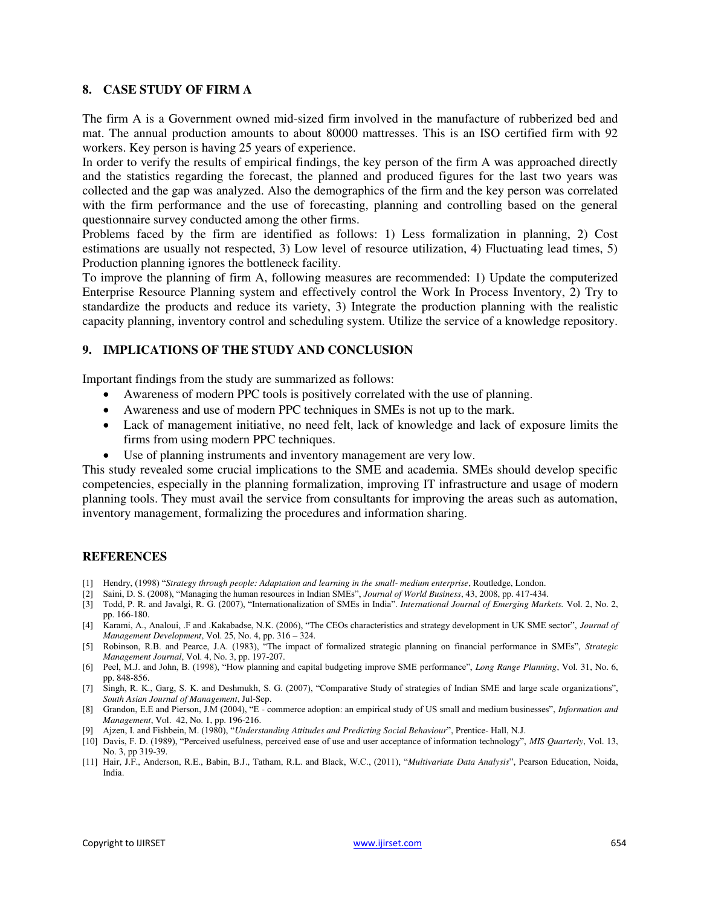## 8. CASE STUDY OF FIRM A

The firm A is a Government owned mid-sized firm involved in the manufacture of rubberized bed and mat. The annual production amounts to about 80000 mattresses. This is an ISO certified firm with 92 workers. Key person is having 25 years of experience.

In order to verify the results of empirical findings, the key person of the firm A was approached directly and the statistics regarding the forecast, the planned and produced figures for the last two years was collected and the gap was analyzed. Also the demographics of the firm and the key person was correlated with the firm performance and the use of forecasting, planning and controlling based on the general questionnaire survey conducted among the other firms.

Problems faced by the firm are identified as follows: 1) Less formalization in planning, 2) Cost estimations are usually not respected, 3) Low level of resource utilization, 4) Fluctuating lead times, 5) Production planning ignores the bottleneck facility.

To improve the planning of firm A, following measures are recommended: 1) Update the computerized Enterprise Resource Planning system and effectively control the Work In Process Inventory, 2) Try to standardize the products and reduce its variety, 3) Integrate the production planning with the realistic capacity planning, inventory control and scheduling system. Utilize the service of a knowledge repository.

## 9. IMPLICATIONS OF THE STUDY AND CONCLUSION

Important findings from the study are summarized as follows:

- Awareness of modern PPC tools is positively correlated with the use of planning.
- Awareness and use of modern PPC techniques in SMEs is not up to the mark.
- Lack of management initiative, no need felt, lack of knowledge and lack of exposure limits the firms from using modern PPC techniques.
- Use of planning instruments and inventory management are very low.

This study revealed some crucial implications to the SME and academia. SMEs should develop specific competencies, especially in the planning formalization, improving IT infrastructure and usage of modern planning tools. They must avail the service from consultants for improving the areas such as automation, inventory management, formalizing the procedures and information sharing.

## REFERENCES

[1] Hendry, (1998) "*Strategy through people: Adaptation and learning in the small- medium enterprise*, Routledge, London.

[2] Saini, D. S. (2008), "Managing the human resources in Indian SMEs", *Journal of World Business*, 43, 2008, pp. 417-434.

[3] Todd, P. R. and Javalgi, R. G. (2007), "Internationalization of SMEs in India". *International Journal of Emerging Markets.* Vol. 2, No. 2, pp. 166-180.

[4] Karami, A., Analoui, .F and .Kakabadse, N.K. (2006), "The CEOs characteristics and strategy development in UK SME sector", *Journal of Management Development*, Vol. 25, No. 4, pp. 316 – 324.

[5] Robinson, R.B. and Pearce, J.A. (1983), "The impact of formalized strategic planning on financial performance in SMEs", *Strategic Management Journal*, Vol. 4, No. 3, pp. 197-207.

[6] Peel, M.J. and John, B. (1998), "How planning and capital budgeting improve SME performance", *Long Range Planning*, Vol. 31, No. 6, pp. 848-856.

[7] Singh, R. K., Garg, S. K. and Deshmukh, S. G. (2007), "Comparative Study of strategies of Indian SME and large scale organizations", *South Asian Journal of Management*, Jul-Sep.

[8] Grandon, E.E and Pierson, J.M (2004), "E - commerce adoption: an empirical study of US small and medium businesses", *Information and Management*, Vol. 42, No. 1, pp. 196-216.

[9] Ajzen, I. and Fishbein, M. (1980), "*Understanding Attitudes and Predicting Social Behaviour*", Prentice- Hall, N.J.

[10] Davis, F. D. (1989), "Perceived usefulness, perceived ease of use and user acceptance of information technology", *MIS Quarterly*, Vol. 13, No. 3, pp 319-39.

[11] Hair, J.F., Anderson, R.E., Babin, B.J., Tatham, R.L. and Black, W.C., (2011), "*Multivariate Data Analysis*", Pearson Education, Noida, India.